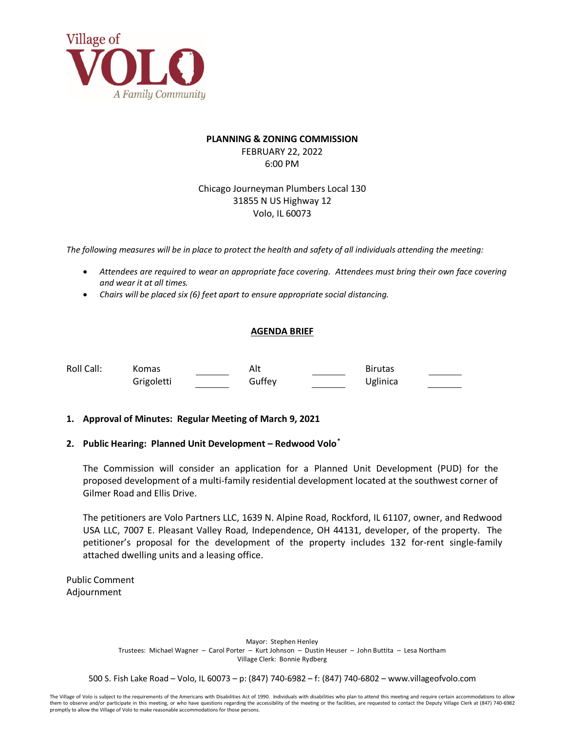Village of VOLO
A Family Community

**PLANNING & ZONING COMMISSION**
FEBRUARY 22, 2022
6:00 PM

Chicago Journeyman Plumbers Local 130
31855 N US Highway 12
Volo, IL 60073

*The following measures will be in place to protect the health and safety of all individuals attending the meeting:*

- *Attendees are required to wear an appropriate face covering. Attendees must bring their own face covering and wear it at all times.*
- *Chairs will be placed six (6) feet apart to ensure appropriate social distancing.*

## AGENDA BRIEF

| Roll Call: | Komas | ______ | Alt | ______ | Birutas | ______ |
|---|---|---|---|---|---|---|
| | Grigoletti | ______ | Guffey | ______ | Uglinica | ______ |

**1. Approval of Minutes: Regular Meeting of March 9, 2021**

**2. Public Hearing: Planned Unit Development – Redwood Volo***

The Commission will consider an application for a Planned Unit Development (PUD) for the proposed development of a multi-family residential development located at the southwest corner of Gilmer Road and Ellis Drive.

The petitioners are Volo Partners LLC, 1639 N. Alpine Road, Rockford, IL 61107, owner, and Redwood USA LLC, 7007 E. Pleasant Valley Road, Independence, OH 44131, developer, of the property. The petitioner's proposal for the development of the property includes 132 for-rent single-family attached dwelling units and a leasing office.

Public Comment
Adjournment

Mayor: Stephen Henley
Trustees: Michael Wagner – Carol Porter – Kurt Johnson – Dustin Heuser – John Buttita – Lesa Northam
Village Clerk: Bonnie Rydberg

500 S. Fish Lake Road – Volo, IL 60073 – p: (847) 740-6982 – f: (847) 740-6802 – www.villageofvolo.com

The Village of Volo is subject to the requirements of the Americans with Disabilities Act of 1990. Individuals with disabilities who plan to attend this meeting and require certain accommodations to allow them to observe and/or participate in this meeting, or who have questions regarding the accessibility of the meeting or the facilities, are requested to contact the Deputy Village Clerk at (847) 740-6982 promptly to allow the Village of Volo to make reasonable accommodations for those persons.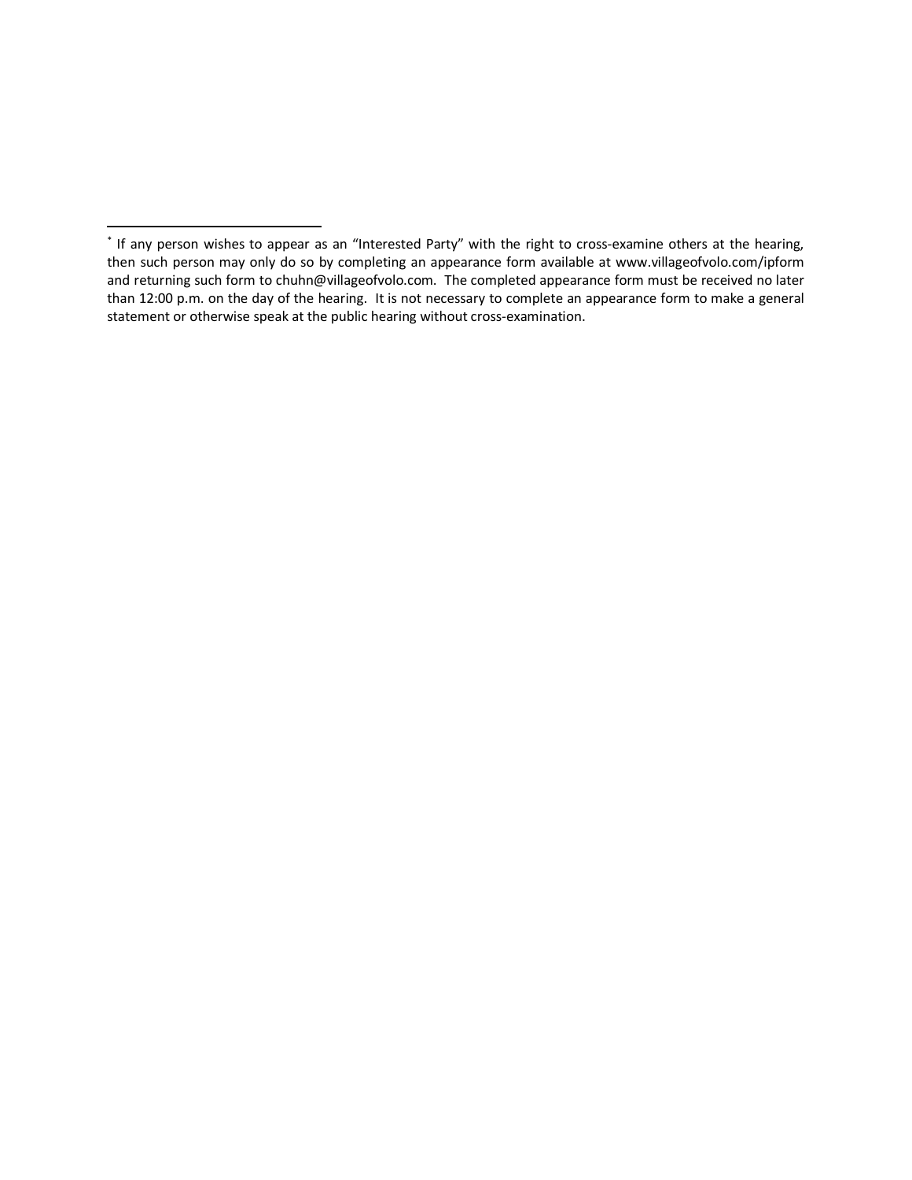* If any person wishes to appear as an "Interested Party" with the right to cross-examine others at the hearing, then such person may only do so by completing an appearance form available at www.villageofvolo.com/ipform and returning such form to chuhn@villageofvolo.com. The completed appearance form must be received no later than 12:00 p.m. on the day of the hearing. It is not necessary to complete an appearance form to make a general statement or otherwise speak at the public hearing without cross-examination.